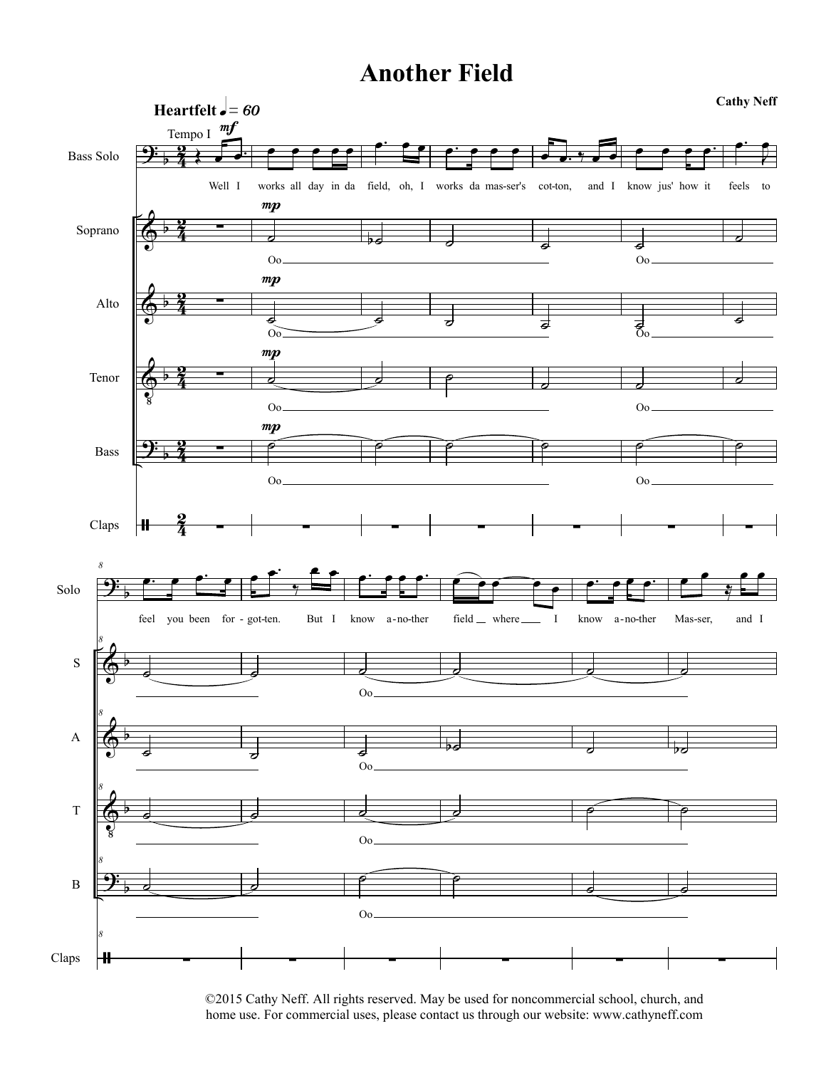# Another Field

Cathy Neff

©2015 Cathy Neff. All rights reserved. May be used for noncommercial school, church, and home use. For commercial uses, please contact us through our website: www.cathyneff.com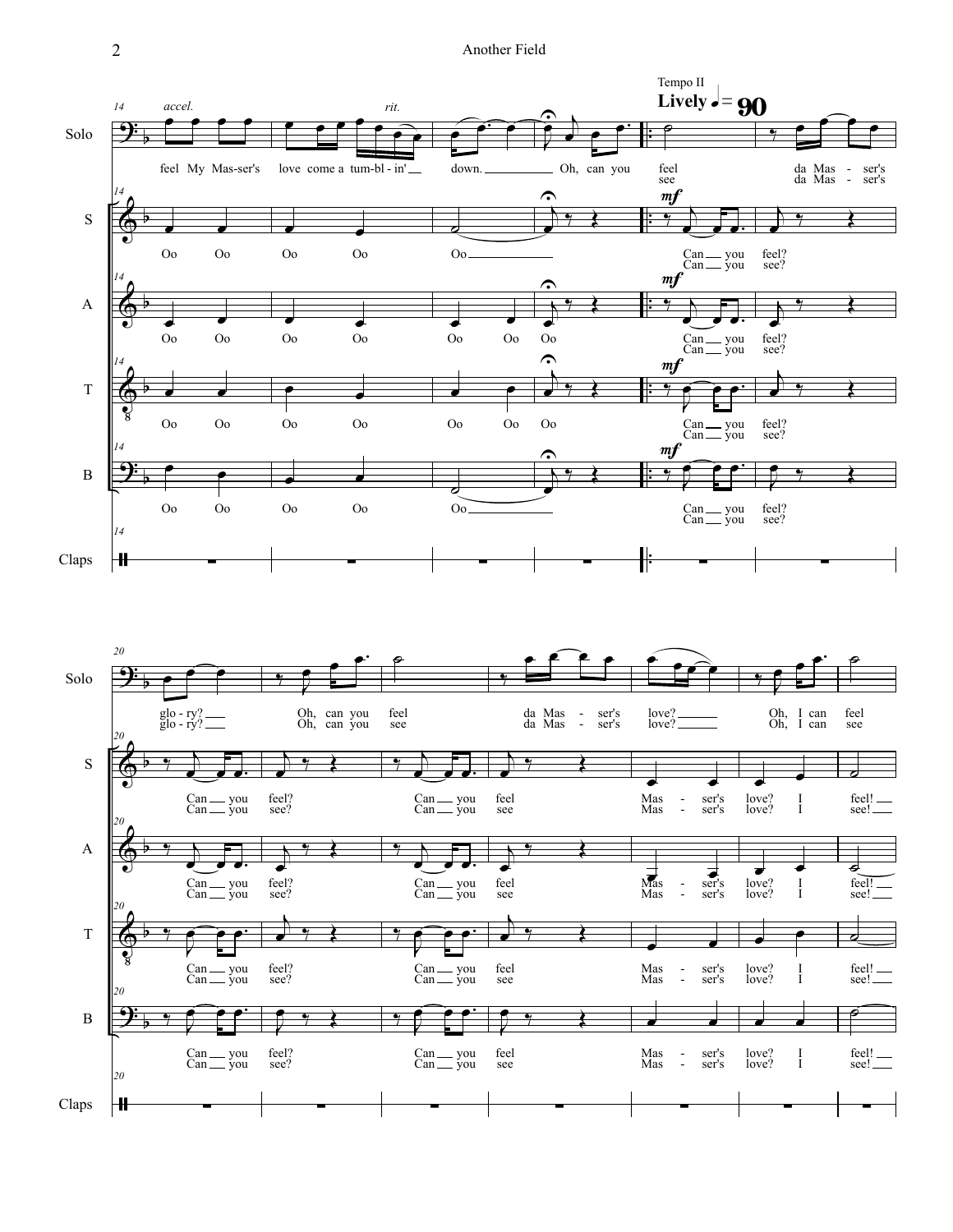Tempo II

**Lively** ♩ = 90

*accel.* *rit.*

**Solo:** feel My Mas-ser's love come a tum-bl - in' down. Oh, can you feel / see da Mas - ser's glo - ry? Oh, can you feel / see da Mas - ser's love? Oh, I can feel / see

**S:** Oo Oo Oo Oo Oo *mf* Can you feel? / Can you see? Can you feel? / Can you see? Can you feel / Can you see Mas - ser's love? I feel! / see!

**A:** Oo Oo Oo Oo Oo Oo Oo *mf* Can you feel? / Can you see? Can you feel? / Can you see? Can you feel / Can you see Mas - ser's love? I feel! / see!

**T:** Oo Oo Oo Oo Oo Oo Oo *mf* Can you feel? / Can you see? Can you feel? / Can you see? Can you feel / Can you see Mas - ser's love? I feel! / see!

**B:** Oo Oo Oo Oo Oo *mf* Can you feel? / Can you see? Can you feel? / Can you see? Can you feel / Can you see Mas - ser's love? I feel! / see!

**Claps**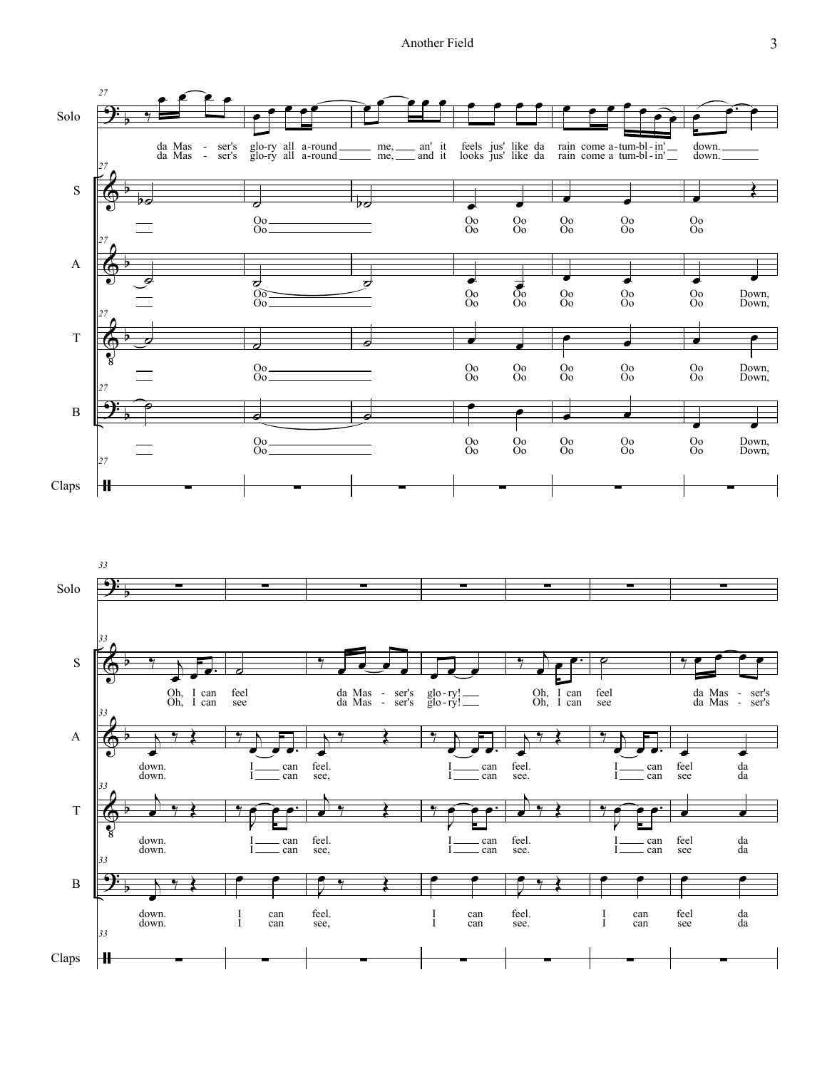**Solo** (mm. 27–32)

da Mas - ser's glo-ry all a-round me, an' it feels jus' like da rain come a-tum-bl-in' down.
da Mas - ser's glo-ry all a-round me, and it looks jus' like da rain come a tum-bl-in' down.

**S**

Oo Oo Oo Oo Oo Oo Oo

**A**

Oo Oo Oo Oo Oo Oo Oo Down,

**T**

Oo Oo Oo Oo Oo Oo Oo Down,

**B**

Oo Oo Oo Oo Oo Oo Oo Down,

**Claps**

---

**Solo** (mm. 33–39)

**S**

Oh, I can feel da Mas - ser's glo-ry! Oh, I can feel da Mas - ser's
Oh, I can see da Mas - ser's glo-ry! Oh, I can see da Mas - ser's

**A**

down. I can feel. I can feel. I can feel da
down. I can see, I can see. I can see da

**T**

down. I can feel. I can feel. I can feel da
down. I can see, I can see. I can see da

**B**

down. I can feel. I can feel. I can feel da
down. I can see, I can see. I can see da

**Claps**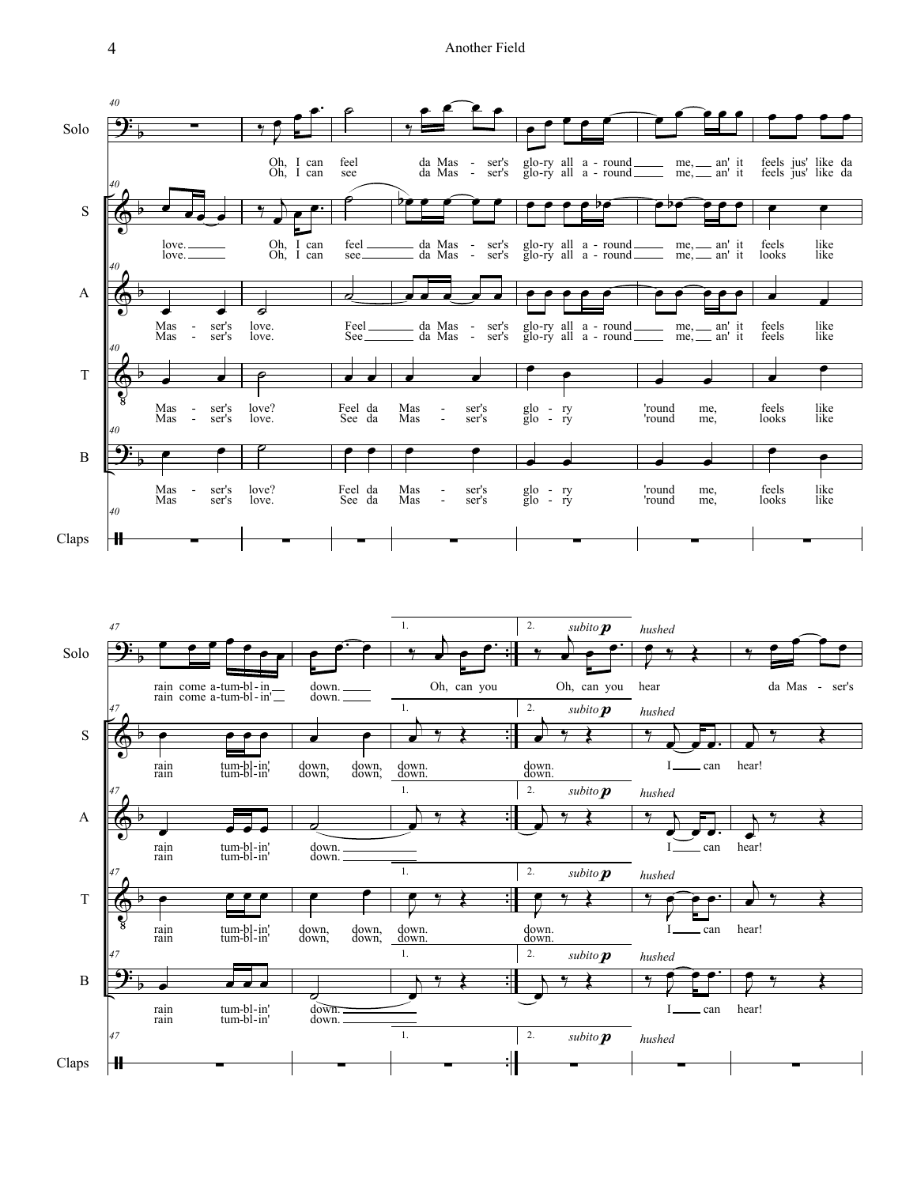**Solo** (m. 40)

Oh, I can feel da Mas - ser's glo-ry all a - round me, an' it feels jus' like da
Oh, I can see da Mas - ser's glo-ry all a - round me, an' it feels jus' like da

**S**

love. Oh, I can feel da Mas - ser's glo-ry all a - round me, an' it feels like
love. Oh, I can see da Mas - ser's glo-ry all a - round me, an' it looks like

**A**

Mas - ser's love. Feel da Mas - ser's glo-ry all a - round me, an' it feels like
Mas - ser's love. See da Mas - ser's glo-ry all a - round me, an' it feels like

**T**

Mas - ser's love? Feel da Mas - ser's glo - ry 'round me, feels like
Mas - ser's love. See da Mas - ser's glo - ry 'round me, looks like

**B**

Mas - ser's love? Feel da Mas - ser's glo - ry 'round me, feels like
Mas ser's love. See da Mas - ser's glo - ry 'round me, looks like

**Claps**

---

**Solo** (m. 47)

rain come a-tum-bl - in down. 1. Oh, can you 2. *subito* **p** Oh, can you *hushed* hear da Mas - ser's
rain come a-tum-bl - in' down.

**S**

rain tum-bl-in' down, down, 1. down. 2. *subito* **p** down. *hushed* I can hear!
rain tum-bl-in' down, down, down. down.

**A**

rain tum-bl-in' down. 1. 2. *subito* **p** *hushed* I can hear!
rain tum-bl-in' down.

**T**

rain tum-bl-in' down, down, 1. down. 2. *subito* **p** down. *hushed* I can hear!
rain tum-bl-in' down, down, down. down.

**B**

rain tum-bl-in' down. 1. 2. *subito* **p** *hushed* I can hear!
rain tum-bl-in' down.

**Claps**

1. 2. *subito* **p** *hushed*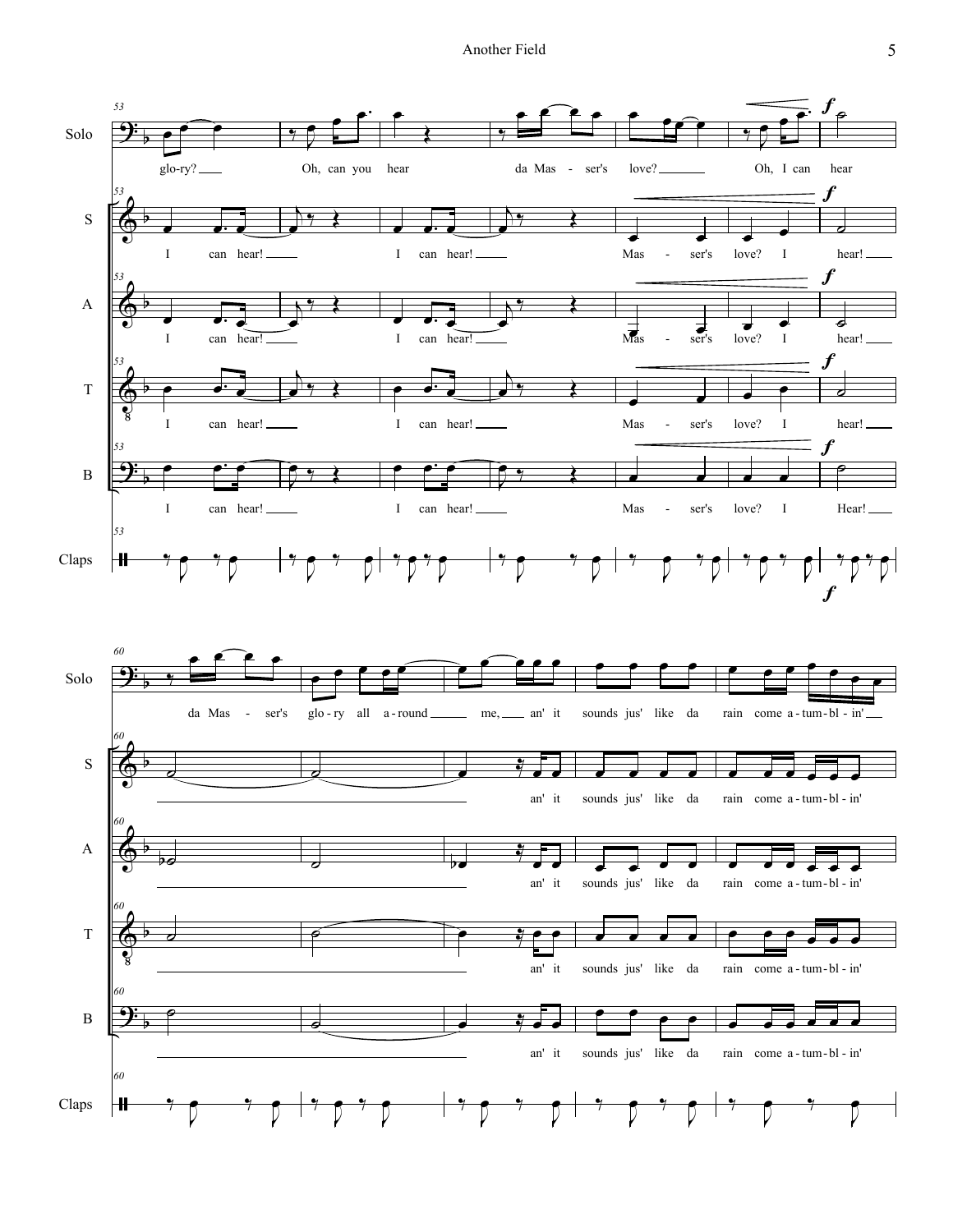**System 1 (mm. 53–59)**

Solo: glo-ry? Oh, can you hear da Mas - ser's love? Oh, I can hear

S: I can hear! I can hear! Mas - ser's love? I hear!

A: I can hear! I can hear! Mas - ser's love? I hear!

T: I can hear! I can hear! Mas - ser's love? I hear!

B: I can hear! I can hear! Mas - ser's love? I Hear!

Claps

**System 2 (mm. 60–64)**

Solo: da Mas - ser's glo - ry all a - round me, an' it sounds jus' like da rain come a - tum - bl - in'

S: an' it sounds jus' like da rain come a - tum - bl - in'

A: an' it sounds jus' like da rain come a - tum - bl - in'

T: an' it sounds jus' like da rain come a - tum - bl - in'

B: an' it sounds jus' like da rain come a - tum - bl - in'

Claps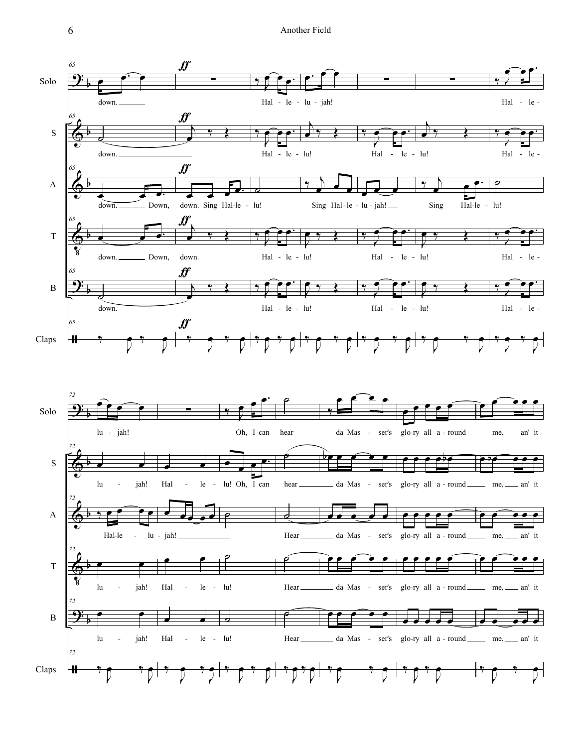**System 1 (mm. 65–71)**

Solo: down. Hal - le - lu - jah! Hal - le -

S: down. Hal - le - lu! Hal - le - lu! Hal - le -

A: down. Down, down. Sing Hal-le - lu! Sing Hal - le - lu - jah! Sing Hal-le - lu!

T: down. Down, down. Hal - le - lu! Hal - le - lu! Hal - le -

B: down. Hal - le - lu! Hal - le - lu! Hal - le -

Claps

*ff*

**System 2 (mm. 72–78)**

Solo: lu - jah! Oh, I can hear da Mas - ser's glo-ry all a - round me, an' it

S: lu - jah! Hal - le - lu! Oh, I can hear da Mas - ser's glo-ry all a - round me, an' it

A: Hal-le - lu - jah! Hear da Mas - ser's glo-ry all a - round me, an' it

T: lu - jah! Hal - le - lu! Hear da Mas - ser's glo-ry all a - round me, an' it

B: lu - jah! Hal - le - lu! Hear da Mas - ser's glo-ry all a - round me, an' it

Claps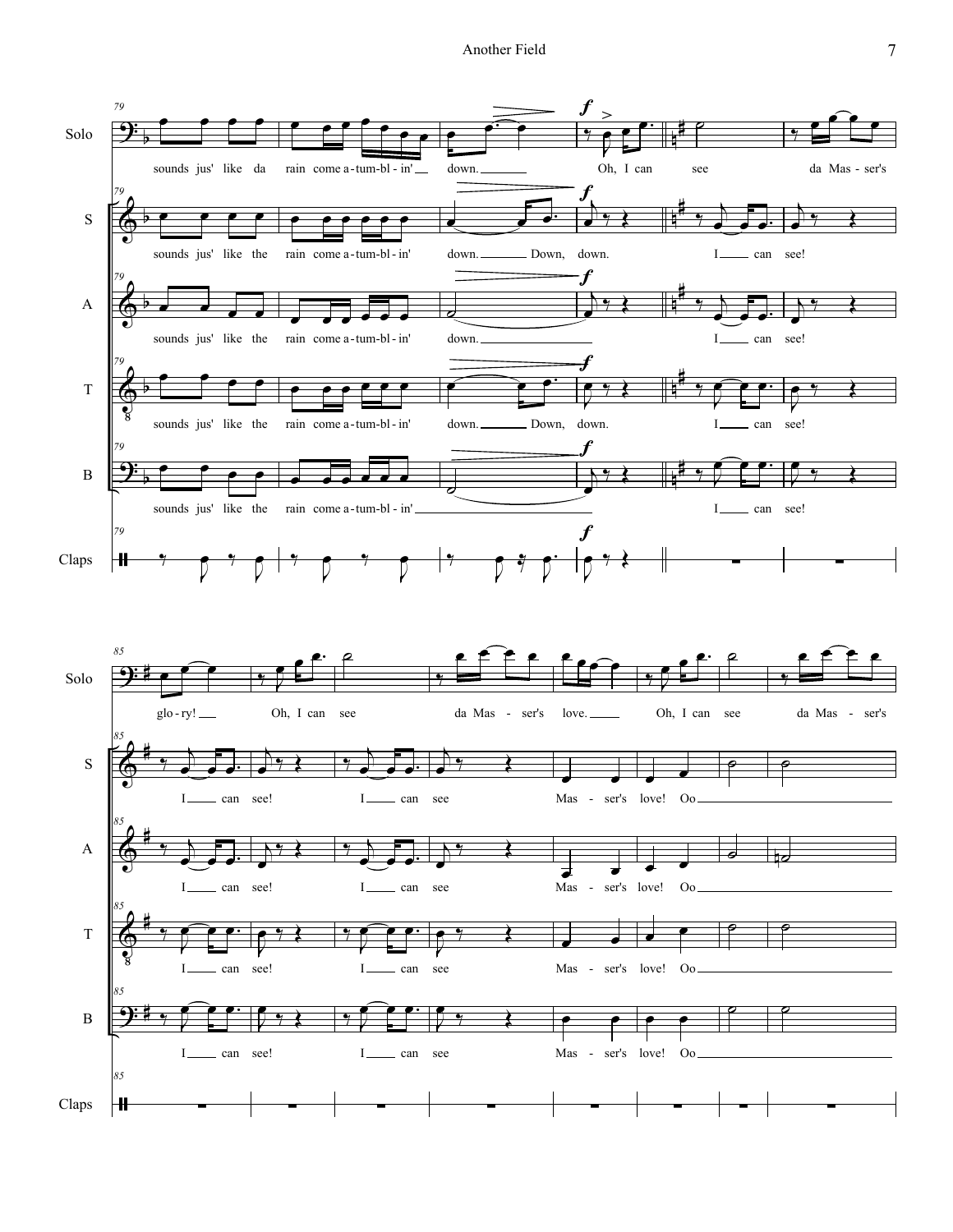Solo: sounds jus' like da rain come a-tum-bl-in' down. Oh, I can see da Mas-ser's glo-ry! Oh, I can see da Mas-ser's love. Oh, I can see da Mas-ser's

S: sounds jus' like the rain come a-tum-bl-in' down. Down, down. I can see! I can see! I can see Mas-ser's love! Oo

A: sounds jus' like the rain come a-tum-bl-in' down. I can see! I can see! I can see Mas-ser's love! Oo

T: sounds jus' like the rain come a-tum-bl-in' down. Down, down. I can see! I can see! I can see Mas-ser's love! Oo

B: sounds jus' like the rain come a-tum-bl-in' I can see! I can see! I can see Mas-ser's love! Oo

Claps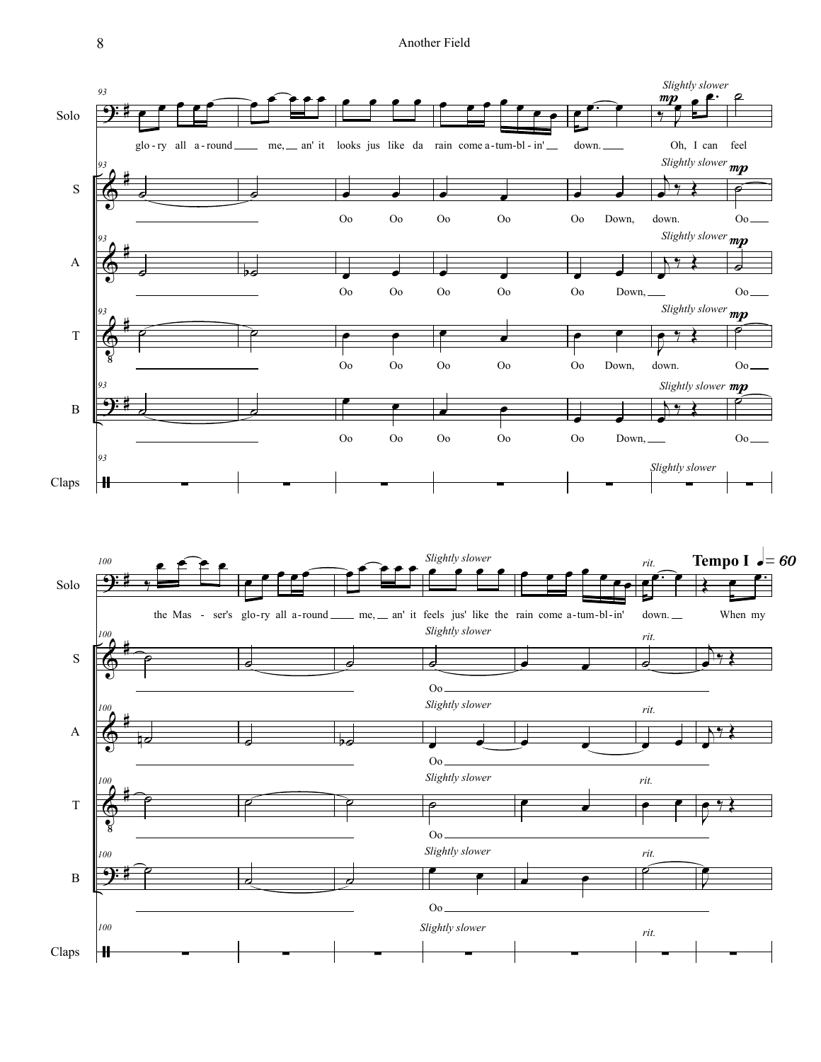93

**Solo:** glo - ry all a - round ___ me, ___ an' it looks jus like da rain come a - tum - bl - in' ___ down. ___ *Slightly slower* *mp* Oh, I can feel

**S:** Oo Oo Oo Oo Oo Down, down. *Slightly slower* *mp* Oo ___

**A:** Oo Oo Oo Oo Oo Down, ___ *Slightly slower* *mp* Oo ___

**T:** Oo Oo Oo Oo Oo Down, down. *Slightly slower* *mp* Oo ___

**B:** Oo Oo Oo Oo Oo Down, ___ *Slightly slower* *mp* Oo ___

**Claps:** *Slightly slower*

100

**Solo:** the Mas - ser's glo - ry all a - round ___ me, ___ an' it *Slightly slower* feels jus' like the rain come a - tum - bl - in' *rit.* down. ___ **Tempo I** ♩= 60 When my

**S:** *Slightly slower* Oo ___ *rit.*

**A:** *Slightly slower* Oo ___ *rit.*

**T:** *Slightly slower* Oo ___ *rit.*

**B:** *Slightly slower* Oo ___ *rit.*

**Claps:** *Slightly slower* *rit.*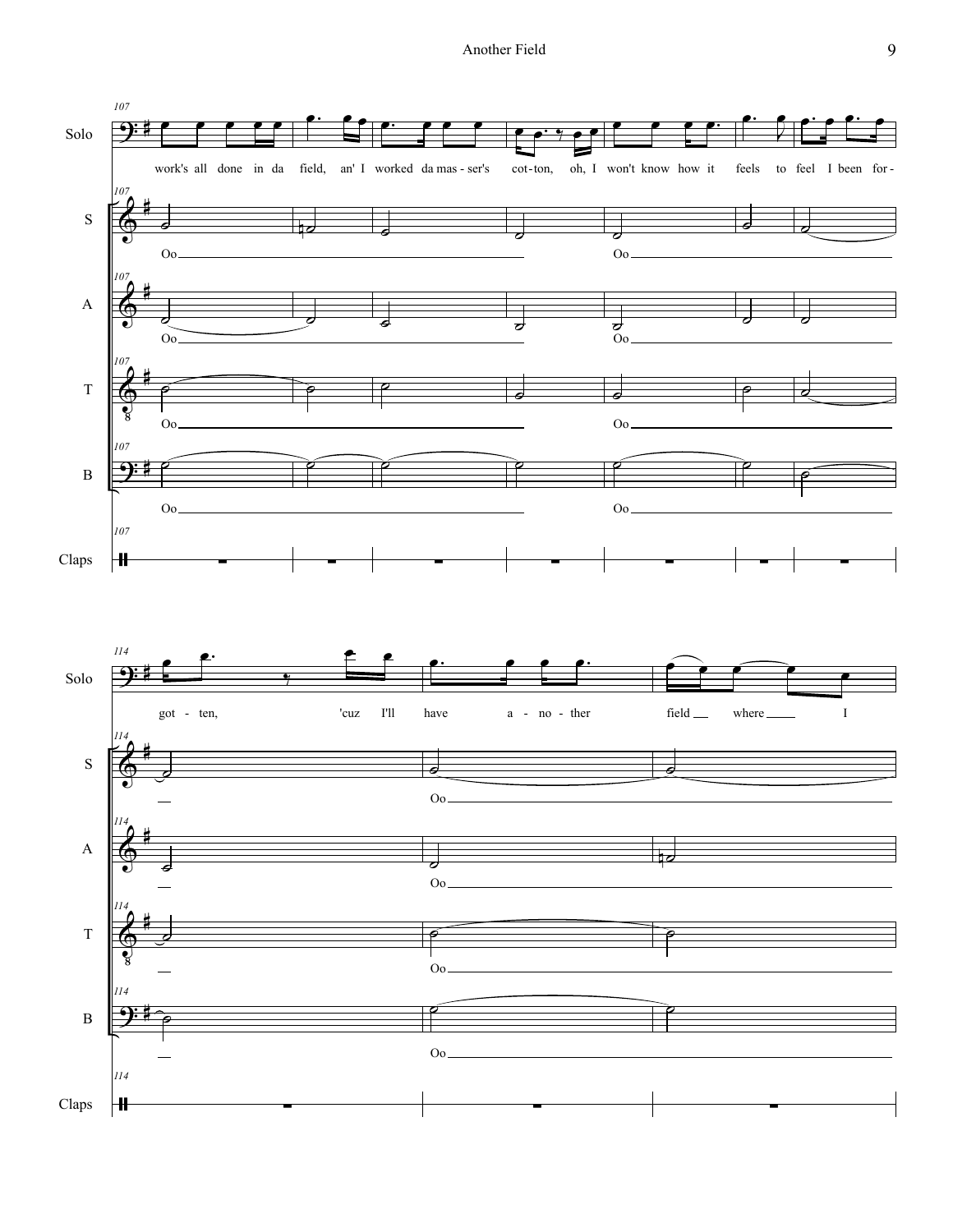work's all done in da field, an' I worked da mas - ser's cot - ton, oh, I won't know how it feels to feel I been for - got - ten, 'cuz I'll have a - no - ther field where I

Oo Oo Oo

Oo Oo Oo

Oo Oo Oo

Oo Oo Oo